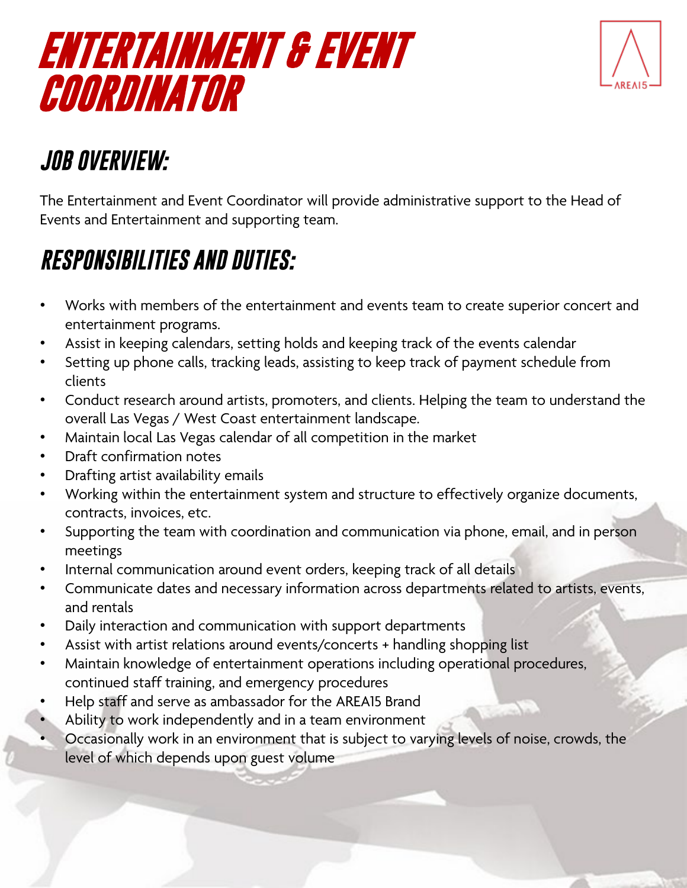# ENTERTAINMENT & EVENT COORDINATOR

AREA15

## JOB OVERVIEW:

The Entertainment and Event Coordinator will provide administrative support to the Head of Events and Entertainment and supporting team.

## RESPONSIBILITIES AND DUTIES:

- Works with members of the entertainment and events team to create superior concert and entertainment programs.
- Assist in keeping calendars, setting holds and keeping track of the events calendar
- Setting up phone calls, tracking leads, assisting to keep track of payment schedule from clients
- Conduct research around artists, promoters, and clients. Helping the team to understand the overall Las Vegas / West Coast entertainment landscape.
- Maintain local Las Vegas calendar of all competition in the market
- Draft confirmation notes
- Drafting artist availability emails
- Working within the entertainment system and structure to effectively organize documents, contracts, invoices, etc.
- Supporting the team with coordination and communication via phone, email, and in person meetings
- Internal communication around event orders, keeping track of all details
- Communicate dates and necessary information across departments related to artists, events, and rentals
- Daily interaction and communication with support departments
- Assist with artist relations around events/concerts + handling shopping list
- Maintain knowledge of entertainment operations including operational procedures, continued staff training, and emergency procedures
- Help staff and serve as ambassador for the AREA15 Brand
- Ability to work independently and in a team environment
- Occasionally work in an environment that is subject to varying levels of noise, crowds, the level of which depends upon guest volume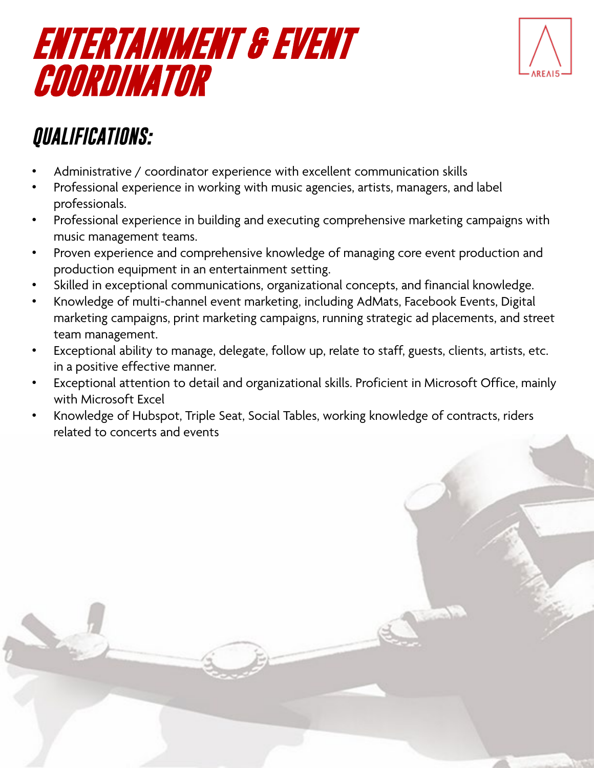# ENTERTAINMENT & EVENT COORDINATOR

AREA15

## QUALIFICATIONS:

- Administrative / coordinator experience with excellent communication skills
- Professional experience in working with music agencies, artists, managers, and label professionals.
- Professional experience in building and executing comprehensive marketing campaigns with music management teams.
- Proven experience and comprehensive knowledge of managing core event production and production equipment in an entertainment setting.
- Skilled in exceptional communications, organizational concepts, and financial knowledge.
- Knowledge of multi-channel event marketing, including AdMats, Facebook Events, Digital marketing campaigns, print marketing campaigns, running strategic ad placements, and street team management.
- Exceptional ability to manage, delegate, follow up, relate to staff, guests, clients, artists, etc. in a positive effective manner.
- Exceptional attention to detail and organizational skills. Proficient in Microsoft Office, mainly with Microsoft Excel
- Knowledge of Hubspot, Triple Seat, Social Tables, working knowledge of contracts, riders related to concerts and events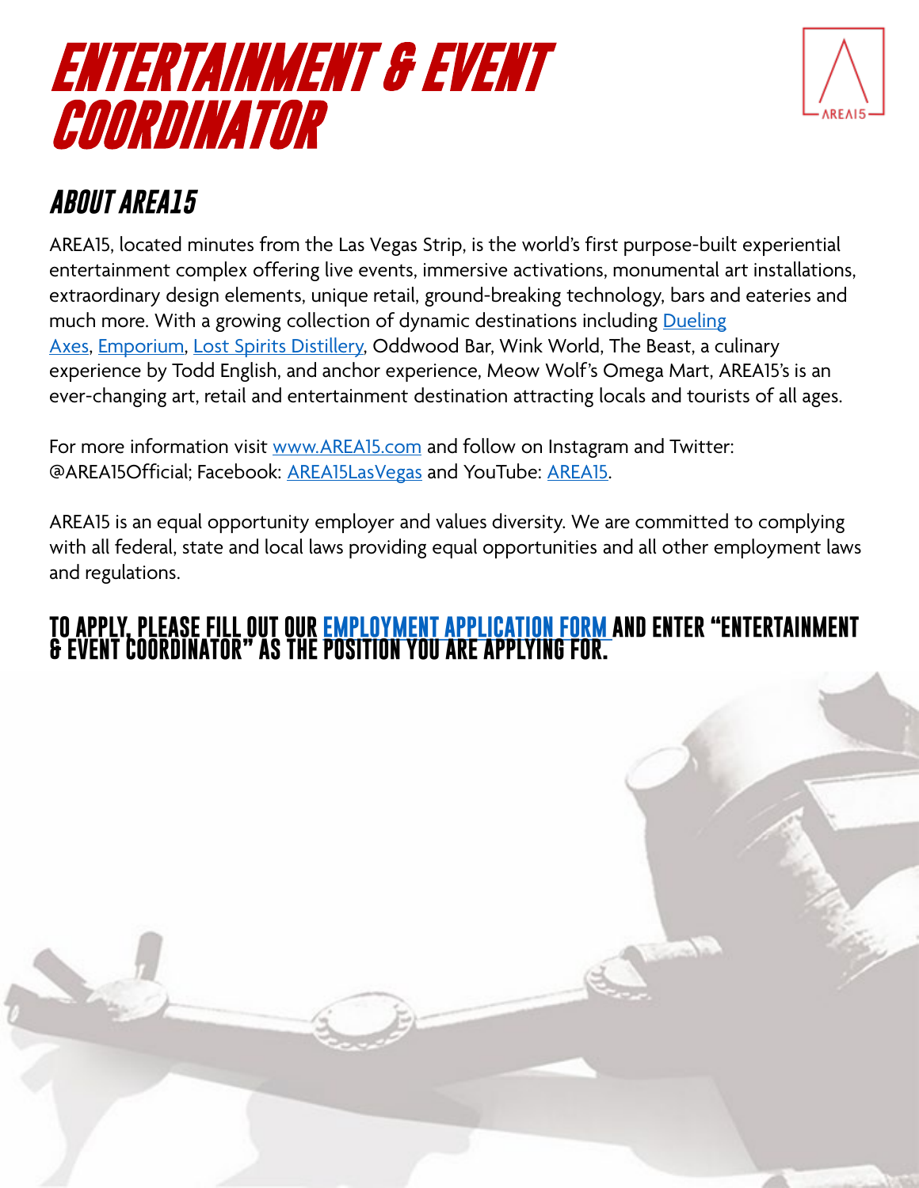// ENTERTAINMENT & EVENT COORDINATOR

## ABOUT AREA15

AREA15, located minutes from the Las Vegas Strip, is the world's first purpose-built experiential entertainment complex offering live events, immersive activations, monumental art installations, extraordinary design elements, unique retail, ground-breaking technology, bars and eateries and much more. With a growing collection of dynamic destinations including Dueling Axes, Emporium, Lost Spirits Distillery, Oddwood Bar, Wink World, The Beast, a culinary experience by Todd English, and anchor experience, Meow Wolf's Omega Mart, AREA15's is an ever-changing art, retail and entertainment destination attracting locals and tourists of all ages.

For more information visit www.AREA15.com and follow on Instagram and Twitter: @AREA15Official; Facebook: AREA15LasVegas and YouTube: AREA15.

AREA15 is an equal opportunity employer and values diversity. We are committed to complying with all federal, state and local laws providing equal opportunities and all other employment laws and regulations.

**TO APPLY, PLEASE FILL OUT OUR EMPLOYMENT APPLICATION FORM AND ENTER "ENTERTAINMENT & EVENT COORDINATOR" AS THE POSITION YOU ARE APPLYING FOR.**